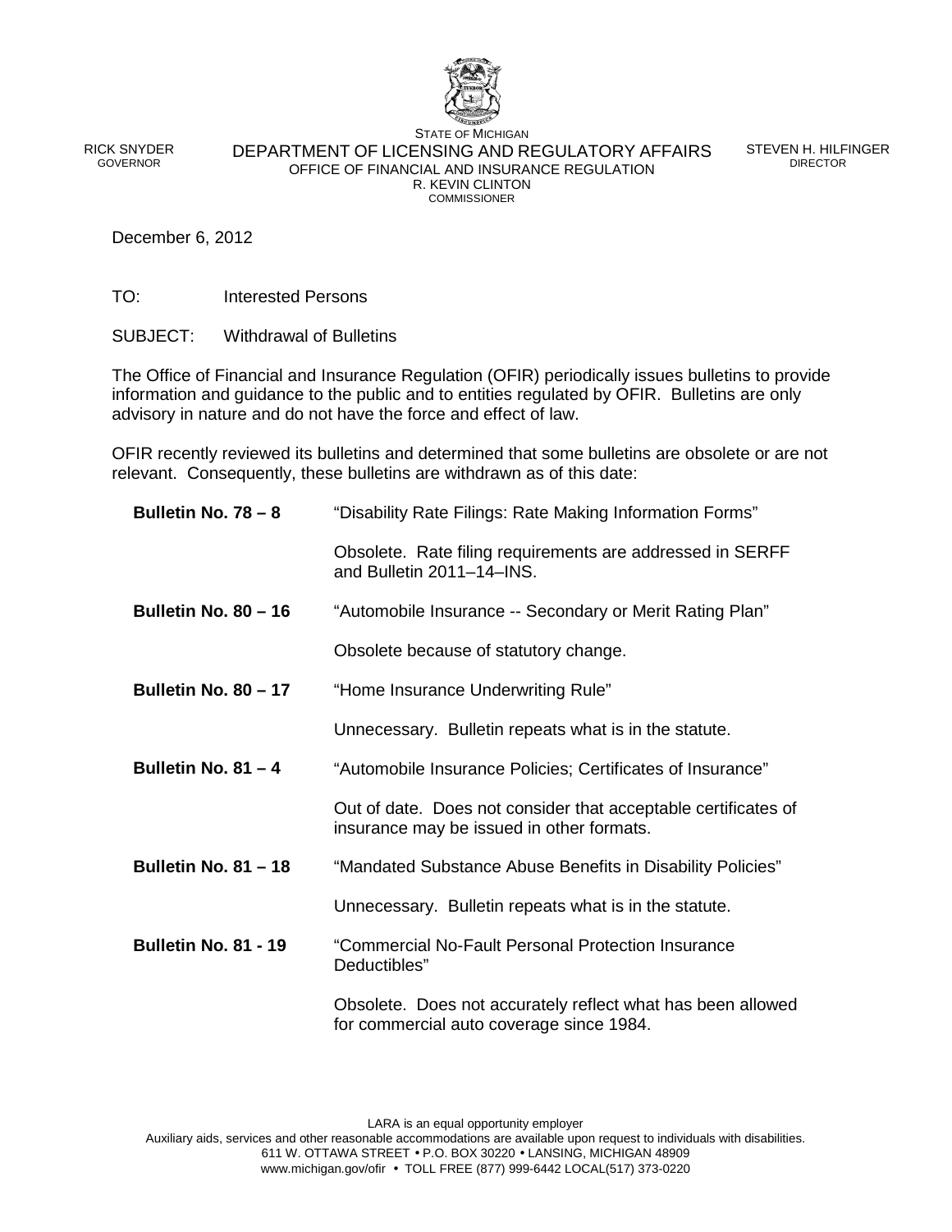STATE OF MICHIGAN

RICK SNYDER
GOVERNOR

DEPARTMENT OF LICENSING AND REGULATORY AFFAIRS
OFFICE OF FINANCIAL AND INSURANCE REGULATION
R. KEVIN CLINTON
COMMISSIONER

STEVEN H. HILFINGER
DIRECTOR

December 6, 2012

TO: Interested Persons

SUBJECT: Withdrawal of Bulletins

The Office of Financial and Insurance Regulation (OFIR) periodically issues bulletins to provide information and guidance to the public and to entities regulated by OFIR. Bulletins are only advisory in nature and do not have the force and effect of law.

OFIR recently reviewed its bulletins and determined that some bulletins are obsolete or are not relevant. Consequently, these bulletins are withdrawn as of this date:

**Bulletin No. 78 – 8** "Disability Rate Filings: Rate Making Information Forms"

Obsolete. Rate filing requirements are addressed in SERFF and Bulletin 2011–14–INS.

**Bulletin No. 80 – 16** "Automobile Insurance -- Secondary or Merit Rating Plan"

Obsolete because of statutory change.

**Bulletin No. 80 – 17** "Home Insurance Underwriting Rule"

Unnecessary. Bulletin repeats what is in the statute.

**Bulletin No. 81 – 4** "Automobile Insurance Policies; Certificates of Insurance"

Out of date. Does not consider that acceptable certificates of insurance may be issued in other formats.

**Bulletin No. 81 – 18** "Mandated Substance Abuse Benefits in Disability Policies"

Unnecessary. Bulletin repeats what is in the statute.

**Bulletin No. 81 - 19** "Commercial No-Fault Personal Protection Insurance Deductibles"

Obsolete. Does not accurately reflect what has been allowed for commercial auto coverage since 1984.

LARA is an equal opportunity employer
Auxiliary aids, services and other reasonable accommodations are available upon request to individuals with disabilities.
611 W. OTTAWA STREET • P.O. BOX 30220 • LANSING, MICHIGAN 48909
www.michigan.gov/ofir • TOLL FREE (877) 999-6442 LOCAL(517) 373-0220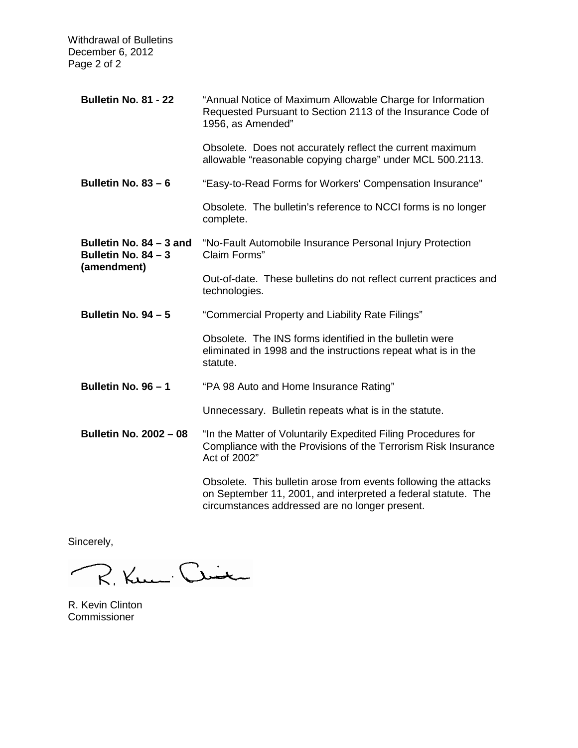| | |
|---|---|
| **Bulletin No. 81 - 22** | "Annual Notice of Maximum Allowable Charge for Information Requested Pursuant to Section 2113 of the Insurance Code of 1956, as Amended"<br><br>Obsolete. Does not accurately reflect the current maximum allowable "reasonable copying charge" under MCL 500.2113. |
| **Bulletin No. 83 – 6** | "Easy-to-Read Forms for Workers' Compensation Insurance"<br><br>Obsolete. The bulletin's reference to NCCI forms is no longer complete. |
| **Bulletin No. 84 – 3 and Bulletin No. 84 – 3 (amendment)** | "No-Fault Automobile Insurance Personal Injury Protection Claim Forms"<br><br>Out-of-date. These bulletins do not reflect current practices and technologies. |
| **Bulletin No. 94 – 5** | "Commercial Property and Liability Rate Filings"<br><br>Obsolete. The INS forms identified in the bulletin were eliminated in 1998 and the instructions repeat what is in the statute. |
| **Bulletin No. 96 – 1** | "PA 98 Auto and Home Insurance Rating"<br><br>Unnecessary. Bulletin repeats what is in the statute. |
| **Bulletin No. 2002 – 08** | "In the Matter of Voluntarily Expedited Filing Procedures for Compliance with the Provisions of the Terrorism Risk Insurance Act of 2002"<br><br>Obsolete. This bulletin arose from events following the attacks on September 11, 2001, and interpreted a federal statute. The circumstances addressed are no longer present. |

Sincerely,

R. Kevin Clinton
Commissioner